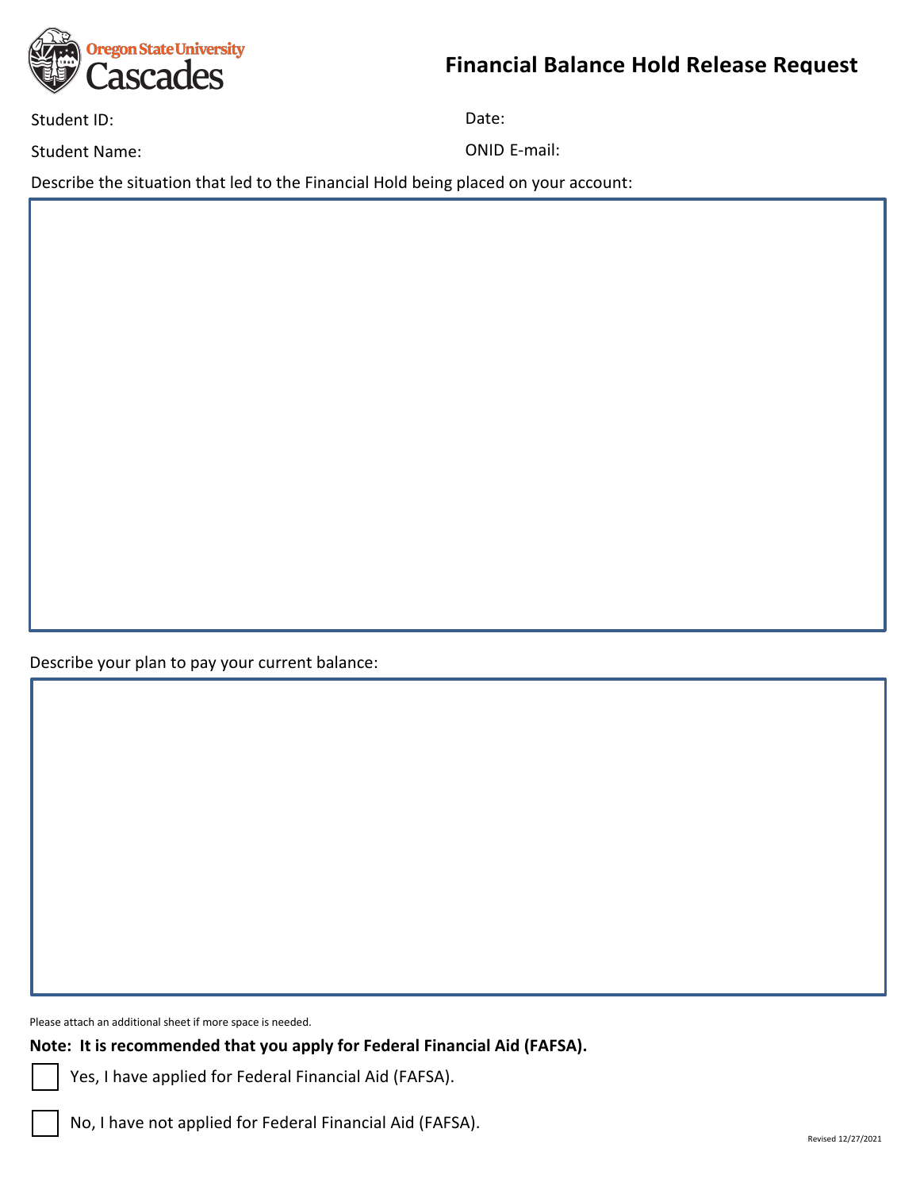Oregon State University Cascades

# Financial Balance Hold Release Request

Student ID:

Date:

Student Name:

ONID E-mail:

Describe the situation that led to the Financial Hold being placed on your account:

Describe your plan to pay your current balance:

Please attach an additional sheet if more space is needed.

**Note: It is recommended that you apply for Federal Financial Aid (FAFSA).**

☐ Yes, I have applied for Federal Financial Aid (FAFSA).

☐ No, I have not applied for Federal Financial Aid (FAFSA).

Revised 12/27/2021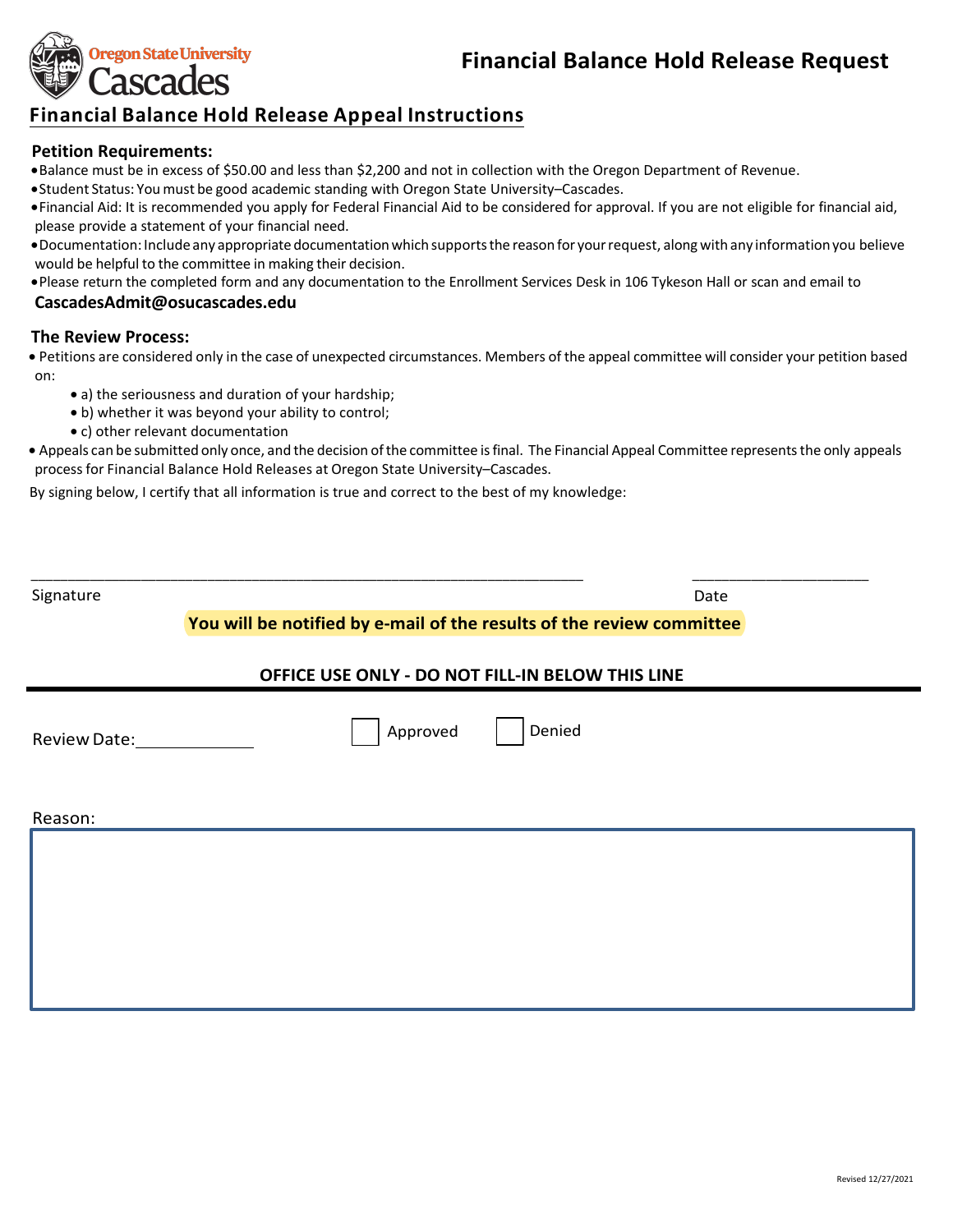Oregon State University Cascades

# Financial Balance Hold Release Request

## Financial Balance Hold Release Appeal Instructions

### Petition Requirements:

- Balance must be in excess of $50.00 and less than $2,200 and not in collection with the Oregon Department of Revenue.
- Student Status: You must be good academic standing with Oregon State University–Cascades.
- Financial Aid: It is recommended you apply for Federal Financial Aid to be considered for approval. If you are not eligible for financial aid, please provide a statement of your financial need.
- Documentation: Include any appropriate documentation which supports the reason for your request, along with any information you believe would be helpful to the committee in making their decision.
- Please return the completed form and any documentation to the Enrollment Services Desk in 106 Tykeson Hall or scan and email to **CascadesAdmit@osucascades.edu**

### The Review Process:

- Petitions are considered only in the case of unexpected circumstances. Members of the appeal committee will consider your petition based on:
  - a) the seriousness and duration of your hardship;
  - b) whether it was beyond your ability to control;
  - c) other relevant documentation
- Appeals can be submitted only once, and the decision of the committee is final. The Financial Appeal Committee represents the only appeals process for Financial Balance Hold Releases at Oregon State University–Cascades.

By signing below, I certify that all information is true and correct to the best of my knowledge:

_______________________________________________ _____________________

Signature Date

**You will be notified by e-mail of the results of the review committee**

**OFFICE USE ONLY - DO NOT FILL-IN BELOW THIS LINE**

Review Date: ____________ ☐ Approved ☐ Denied

Reason:

Revised 12/27/2021